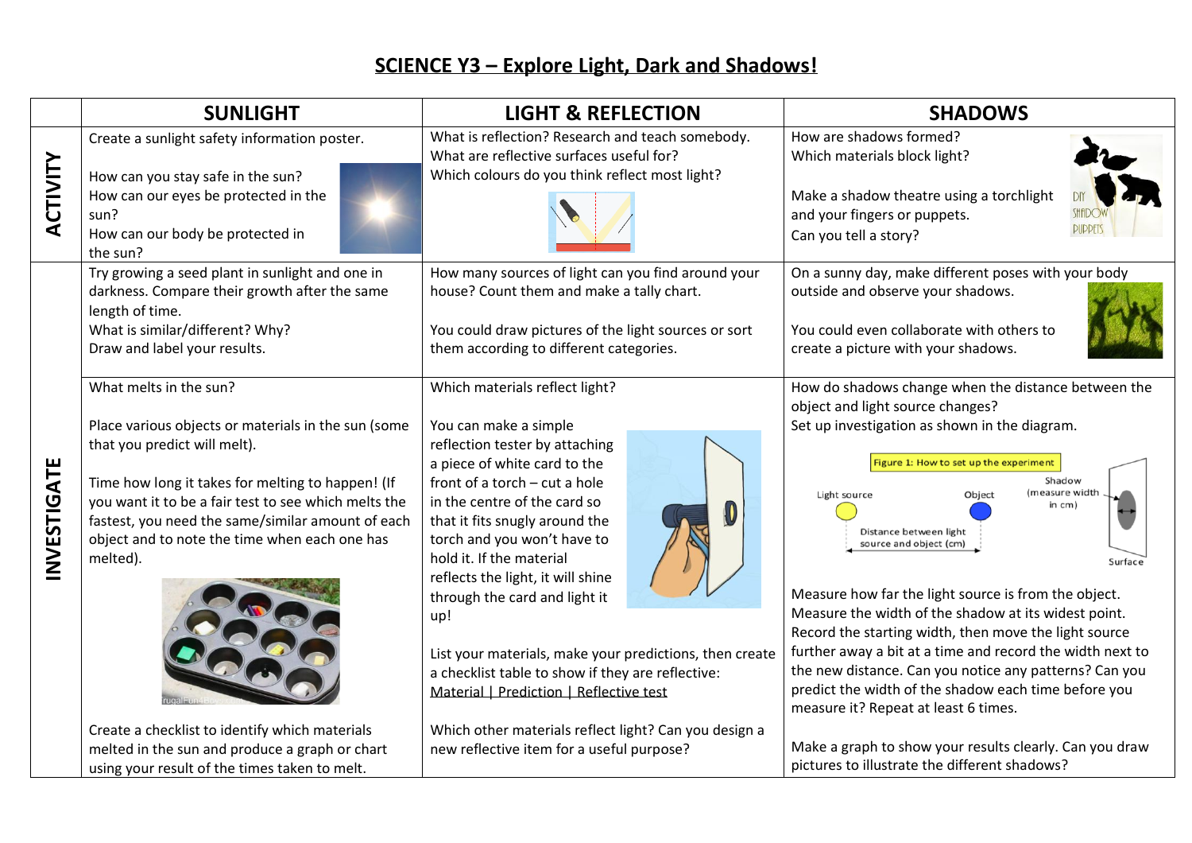# SCIENCE Y3 – Explore Light, Dark and Shadows!

| | SUNLIGHT | LIGHT & REFLECTION | SHADOWS |
|---|---|---|---|
| **ACTIVITY** | Create a sunlight safety information poster.<br><br>How can you stay safe in the sun?<br>How can our eyes be protected in the sun?<br>How can our body be protected in the sun? | What is reflection? Research and teach somebody.<br>What are reflective surfaces useful for?<br>Which colours do you think reflect most light? | How are shadows formed?<br>Which materials block light?<br><br>Make a shadow theatre using a torchlight and your fingers or puppets.<br>Can you tell a story? |
| **INVESTIGATE** | Try growing a seed plant in sunlight and one in darkness. Compare their growth after the same length of time.<br>What is similar/different? Why?<br>Draw and label your results. | How many sources of light can you find around your house? Count them and make a tally chart.<br><br>You could draw pictures of the light sources or sort them according to different categories. | On a sunny day, make different poses with your body outside and observe your shadows.<br><br>You could even collaborate with others to create a picture with your shadows. |
| | What melts in the sun?<br><br>Place various objects or materials in the sun (some that you predict will melt).<br><br>Time how long it takes for melting to happen! (If you want it to be a fair test to see which melts the fastest, you need the same/similar amount of each object and to note the time when each one has melted).<br><br>Create a checklist to identify which materials melted in the sun and produce a graph or chart using your result of the times taken to melt. | Which materials reflect light?<br><br>You can make a simple reflection tester by attaching a piece of white card to the front of a torch – cut a hole in the centre of the card so that it fits snugly around the torch and you won't have to hold it. If the material reflects the light, it will shine through the card and light it up!<br><br>List your materials, make your predictions, then create a checklist table to show if they are reflective:<br><u>Material \| Prediction \| Reflective test</u><br><br>Which other materials reflect light? Can you design a new reflective item for a useful purpose? | How do shadows change when the distance between the object and light source changes?<br>Set up investigation as shown in the diagram.<br><br>Figure 1: How to set up the experiment<br>(Light source; Object; Shadow (measure width in cm); Distance between light source and object (cm); Surface)<br><br>Measure how far the light source is from the object. Measure the width of the shadow at its widest point. Record the starting width, then move the light source further away a bit at a time and record the width next to the new distance. Can you notice any patterns? Can you predict the width of the shadow each time before you measure it? Repeat at least 6 times.<br><br>Make a graph to show your results clearly. Can you draw pictures to illustrate the different shadows? |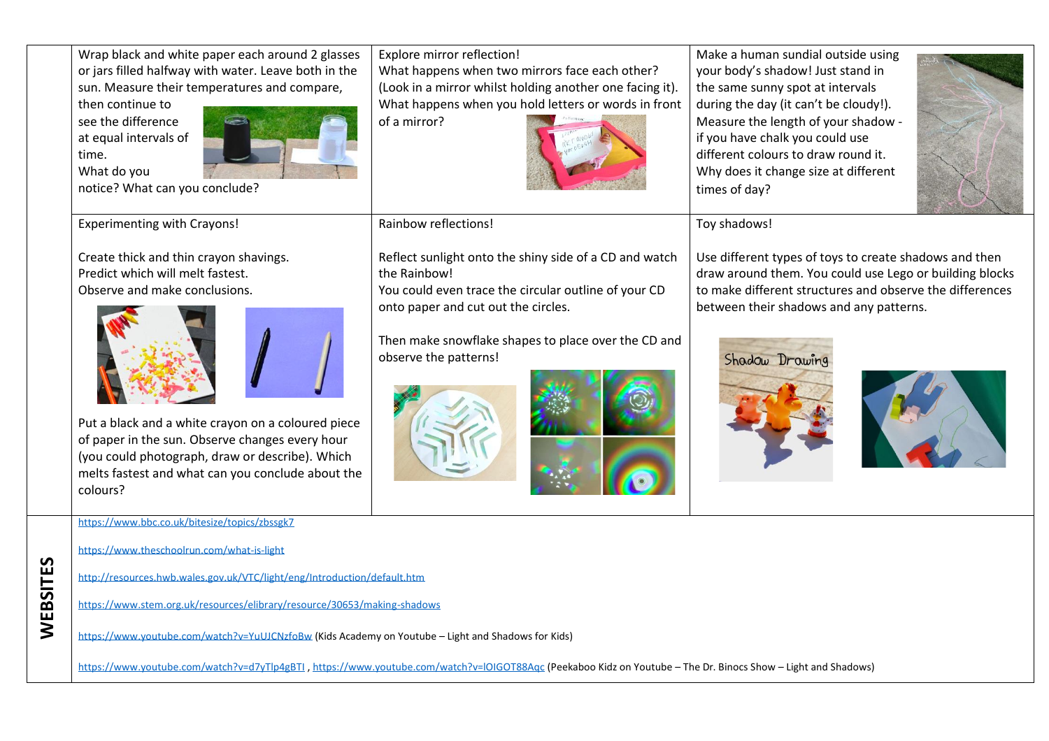| | | | |
|---|---|---|---|
| | Wrap black and white paper each around 2 glasses or jars filled halfway with water. Leave both in the sun. Measure their temperatures and compare, then continue to see the difference at equal intervals of time. What do you notice? What can you conclude? | Explore mirror reflection! What happens when two mirrors face each other? (Look in a mirror whilst holding another one facing it). What happens when you hold letters or words in front of a mirror? | Make a human sundial outside using your body's shadow! Just stand in the same sunny spot at intervals during the day (it can't be cloudy!). Measure the length of your shadow - if you have chalk you could use different colours to draw round it. Why does it change size at different times of day? |
| | Experimenting with Crayons!<br><br>Create thick and thin crayon shavings.<br>Predict which will melt fastest.<br>Observe and make conclusions.<br><br>Put a black and a white crayon on a coloured piece of paper in the sun. Observe changes every hour (you could photograph, draw or describe). Which melts fastest and what can you conclude about the colours? | Rainbow reflections!<br><br>Reflect sunlight onto the shiny side of a CD and watch the Rainbow!<br>You could even trace the circular outline of your CD onto paper and cut out the circles.<br><br>Then make snowflake shapes to place over the CD and observe the patterns! | Toy shadows!<br><br>Use different types of toys to create shadows and then draw around them. You could use Lego or building blocks to make different structures and observe the differences between their shadows and any patterns. |

**WEBSITES**

https://www.bbc.co.uk/bitesize/topics/zbssgk7

https://www.theschoolrun.com/what-is-light

http://resources.hwb.wales.gov.uk/VTC/light/eng/Introduction/default.htm

https://www.stem.org.uk/resources/elibrary/resource/30653/making-shadows

https://www.youtube.com/watch?v=YuUJCNzfoBw (Kids Academy on Youtube – Light and Shadows for Kids)

https://www.youtube.com/watch?v=d7yTlp4gBTI , https://www.youtube.com/watch?v=lOIGOT88Aqc (Peekaboo Kidz on Youtube – The Dr. Binocs Show – Light and Shadows)